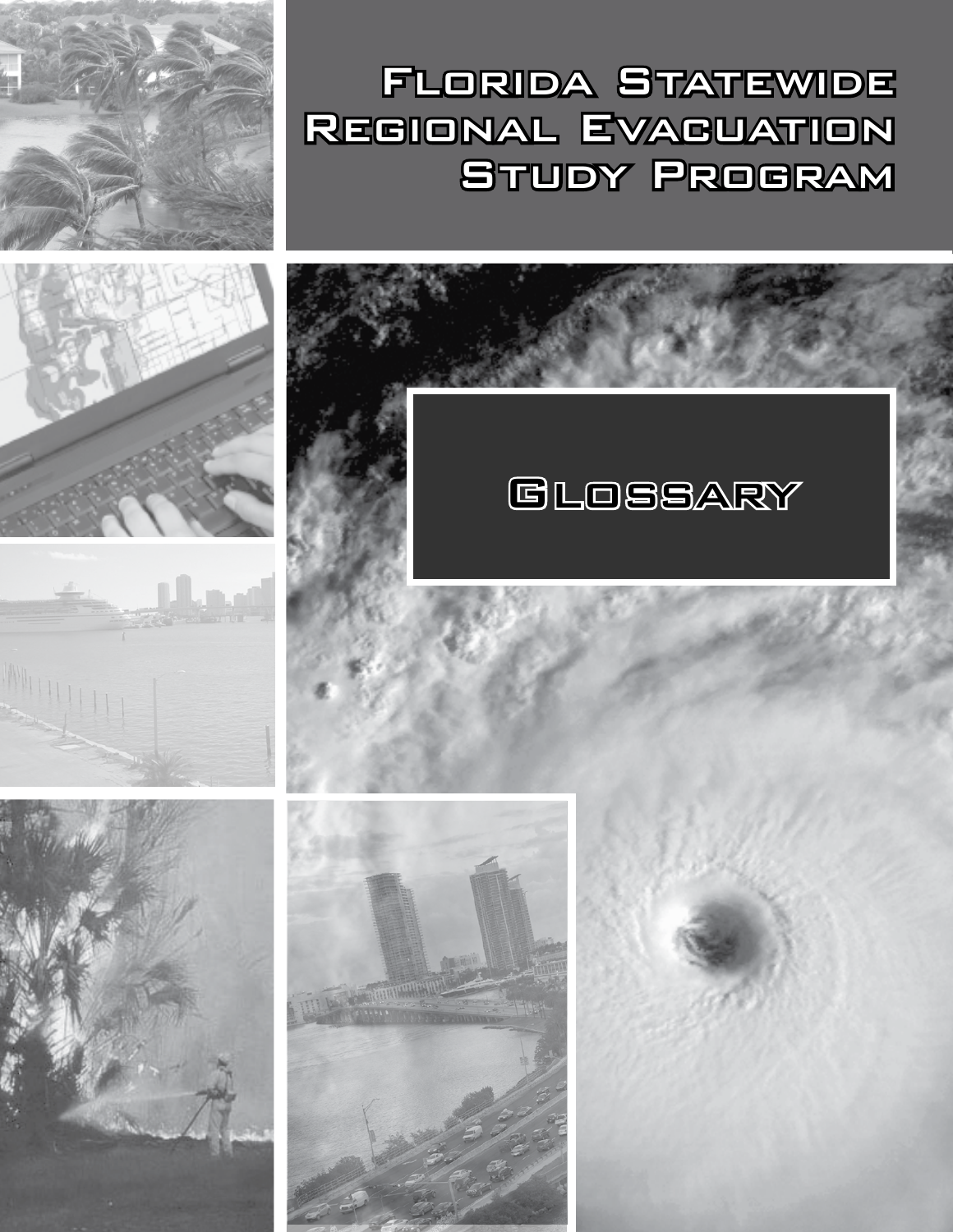# Florida Statewide Regional Evacuation Study Program

## Glossary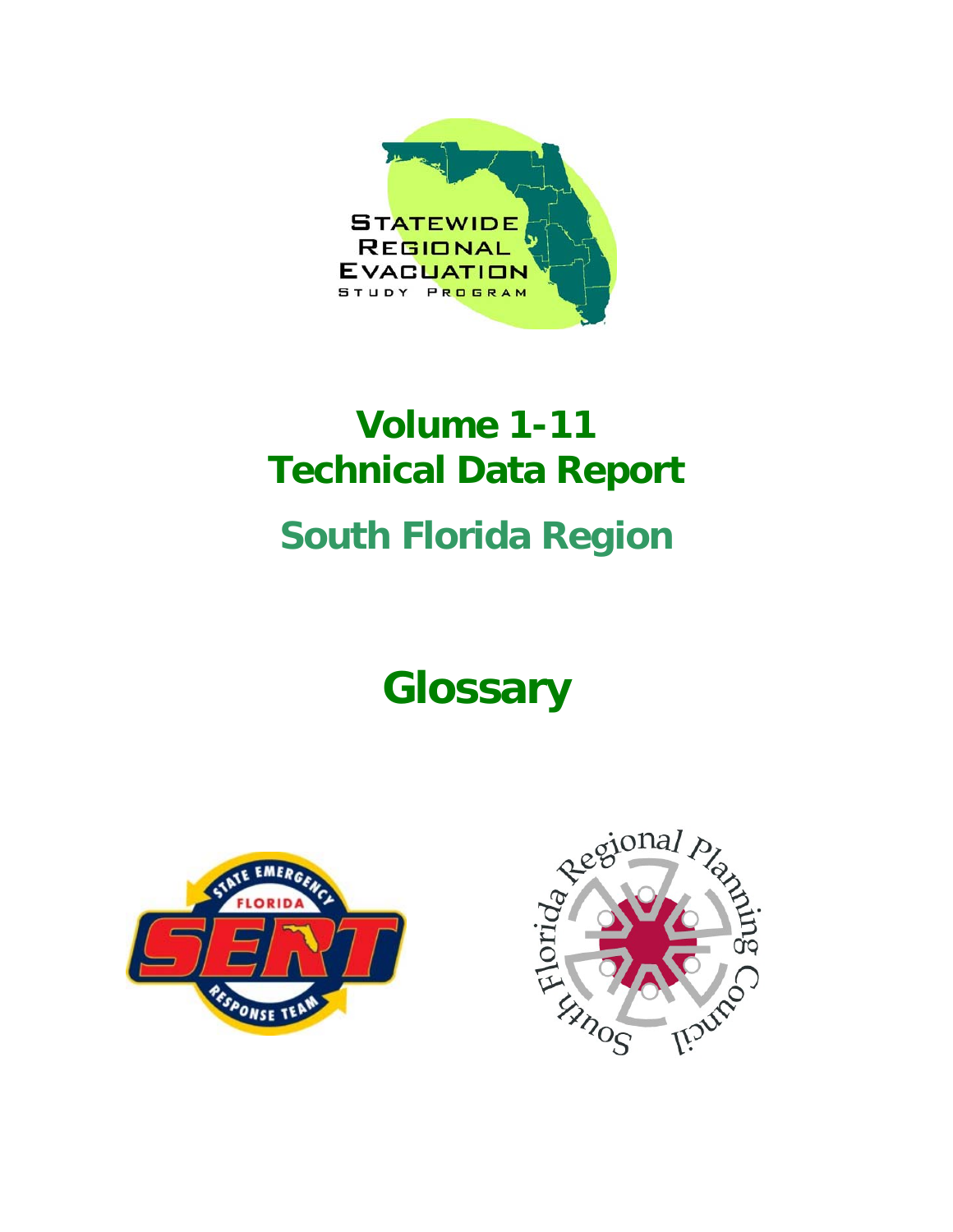# Volume 1-11
# Technical Data Report

## South Florida Region

# Glossary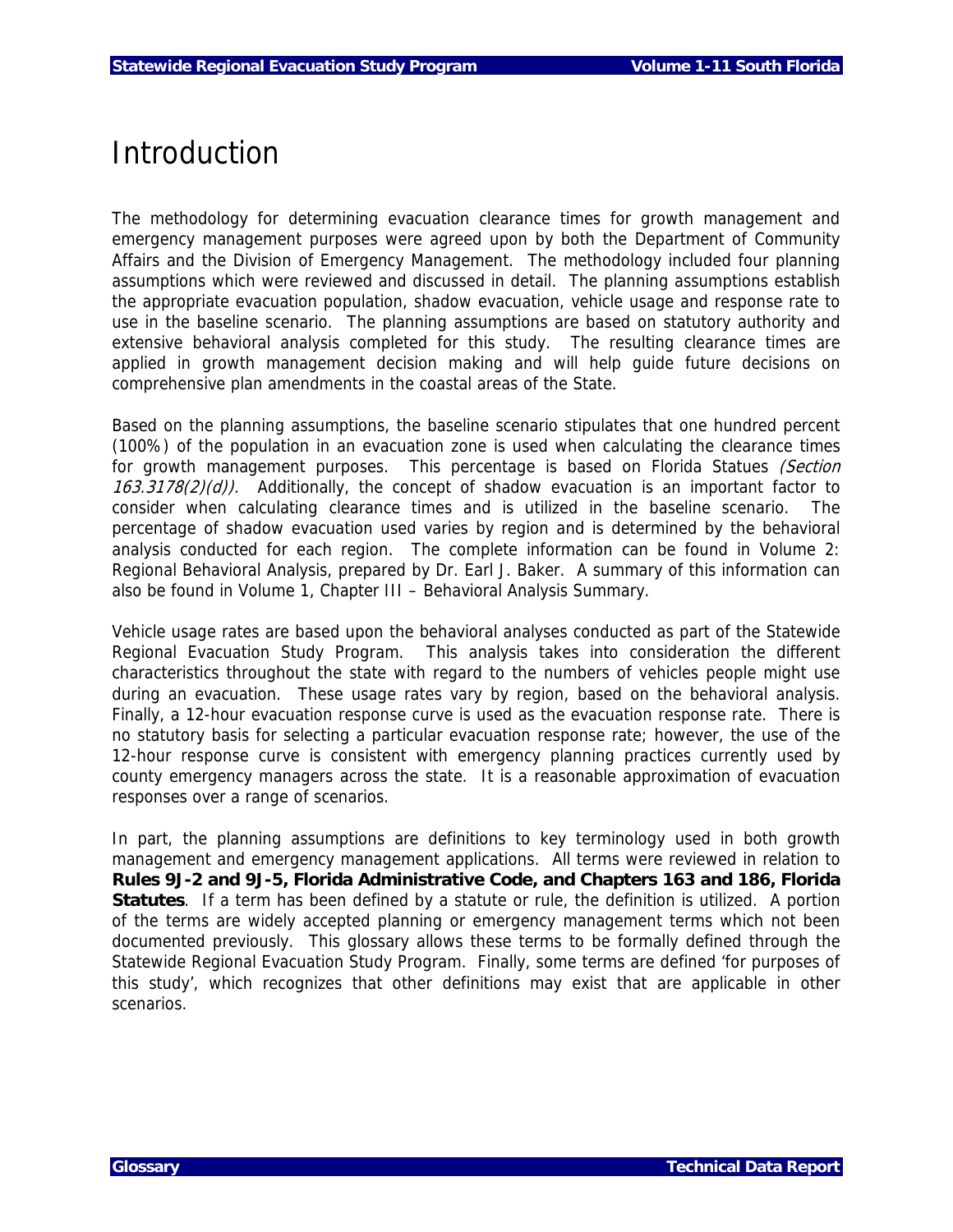# Introduction

The methodology for determining evacuation clearance times for growth management and emergency management purposes were agreed upon by both the Department of Community Affairs and the Division of Emergency Management. The methodology included four planning assumptions which were reviewed and discussed in detail. The planning assumptions establish the appropriate evacuation population, shadow evacuation, vehicle usage and response rate to use in the baseline scenario. The planning assumptions are based on statutory authority and extensive behavioral analysis completed for this study. The resulting clearance times are applied in growth management decision making and will help guide future decisions on comprehensive plan amendments in the coastal areas of the State.

Based on the planning assumptions, the baseline scenario stipulates that one hundred percent (100%) of the population in an evacuation zone is used when calculating the clearance times for growth management purposes. This percentage is based on Florida Statues *(Section 163.3178(2)(d))*. Additionally, the concept of shadow evacuation is an important factor to consider when calculating clearance times and is utilized in the baseline scenario. The percentage of shadow evacuation used varies by region and is determined by the behavioral analysis conducted for each region. The complete information can be found in Volume 2: Regional Behavioral Analysis, prepared by Dr. Earl J. Baker. A summary of this information can also be found in Volume 1, Chapter III – Behavioral Analysis Summary.

Vehicle usage rates are based upon the behavioral analyses conducted as part of the Statewide Regional Evacuation Study Program. This analysis takes into consideration the different characteristics throughout the state with regard to the numbers of vehicles people might use during an evacuation. These usage rates vary by region, based on the behavioral analysis. Finally, a 12-hour evacuation response curve is used as the evacuation response rate. There is no statutory basis for selecting a particular evacuation response rate; however, the use of the 12-hour response curve is consistent with emergency planning practices currently used by county emergency managers across the state. It is a reasonable approximation of evacuation responses over a range of scenarios.

In part, the planning assumptions are definitions to key terminology used in both growth management and emergency management applications. All terms were reviewed in relation to **Rules 9J-2 and 9J-5, Florida Administrative Code, and Chapters 163 and 186, Florida Statutes**. If a term has been defined by a statute or rule, the definition is utilized. A portion of the terms are widely accepted planning or emergency management terms which not been documented previously. This glossary allows these terms to be formally defined through the Statewide Regional Evacuation Study Program. Finally, some terms are defined 'for purposes of this study', which recognizes that other definitions may exist that are applicable in other scenarios.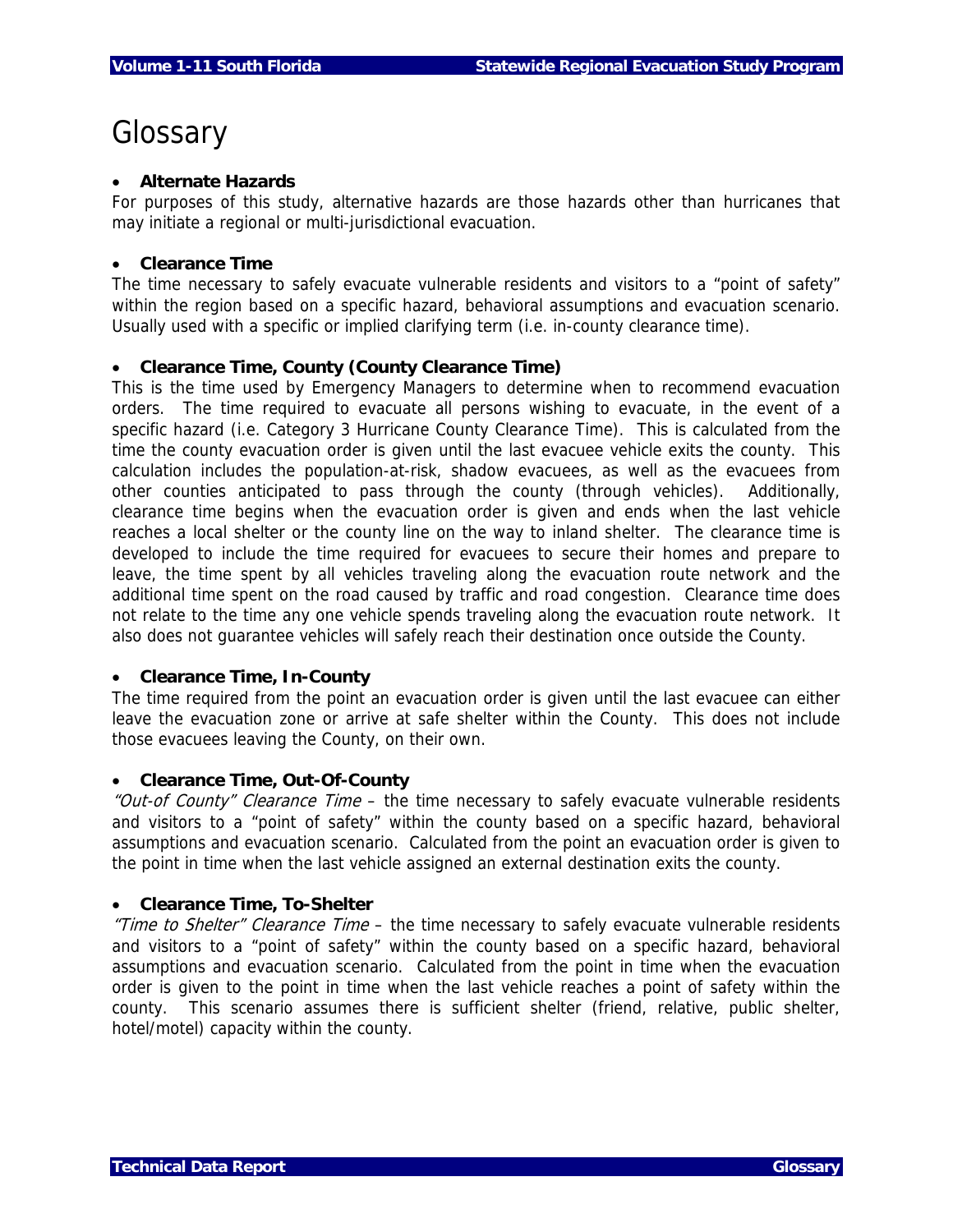# Glossary

- **Alternate Hazards**

For purposes of this study, alternative hazards are those hazards other than hurricanes that may initiate a regional or multi-jurisdictional evacuation.

- **Clearance Time**

The time necessary to safely evacuate vulnerable residents and visitors to a "point of safety" within the region based on a specific hazard, behavioral assumptions and evacuation scenario. Usually used with a specific or implied clarifying term (i.e. in-county clearance time).

- **Clearance Time, County (County Clearance Time)**

This is the time used by Emergency Managers to determine when to recommend evacuation orders. The time required to evacuate all persons wishing to evacuate, in the event of a specific hazard (i.e. Category 3 Hurricane County Clearance Time). This is calculated from the time the county evacuation order is given until the last evacuee vehicle exits the county. This calculation includes the population-at-risk, shadow evacuees, as well as the evacuees from other counties anticipated to pass through the county (through vehicles). Additionally, clearance time begins when the evacuation order is given and ends when the last vehicle reaches a local shelter or the county line on the way to inland shelter. The clearance time is developed to include the time required for evacuees to secure their homes and prepare to leave, the time spent by all vehicles traveling along the evacuation route network and the additional time spent on the road caused by traffic and road congestion. Clearance time does not relate to the time any one vehicle spends traveling along the evacuation route network. It also does not guarantee vehicles will safely reach their destination once outside the County.

- **Clearance Time, In-County**

The time required from the point an evacuation order is given until the last evacuee can either leave the evacuation zone or arrive at safe shelter within the County. This does not include those evacuees leaving the County, on their own.

- **Clearance Time, Out-Of-County**

*"Out-of County" Clearance Time* – the time necessary to safely evacuate vulnerable residents and visitors to a "point of safety" within the county based on a specific hazard, behavioral assumptions and evacuation scenario. Calculated from the point an evacuation order is given to the point in time when the last vehicle assigned an external destination exits the county.

- **Clearance Time, To-Shelter**

*"Time to Shelter" Clearance Time* – the time necessary to safely evacuate vulnerable residents and visitors to a "point of safety" within the county based on a specific hazard, behavioral assumptions and evacuation scenario. Calculated from the point in time when the evacuation order is given to the point in time when the last vehicle reaches a point of safety within the county. This scenario assumes there is sufficient shelter (friend, relative, public shelter, hotel/motel) capacity within the county.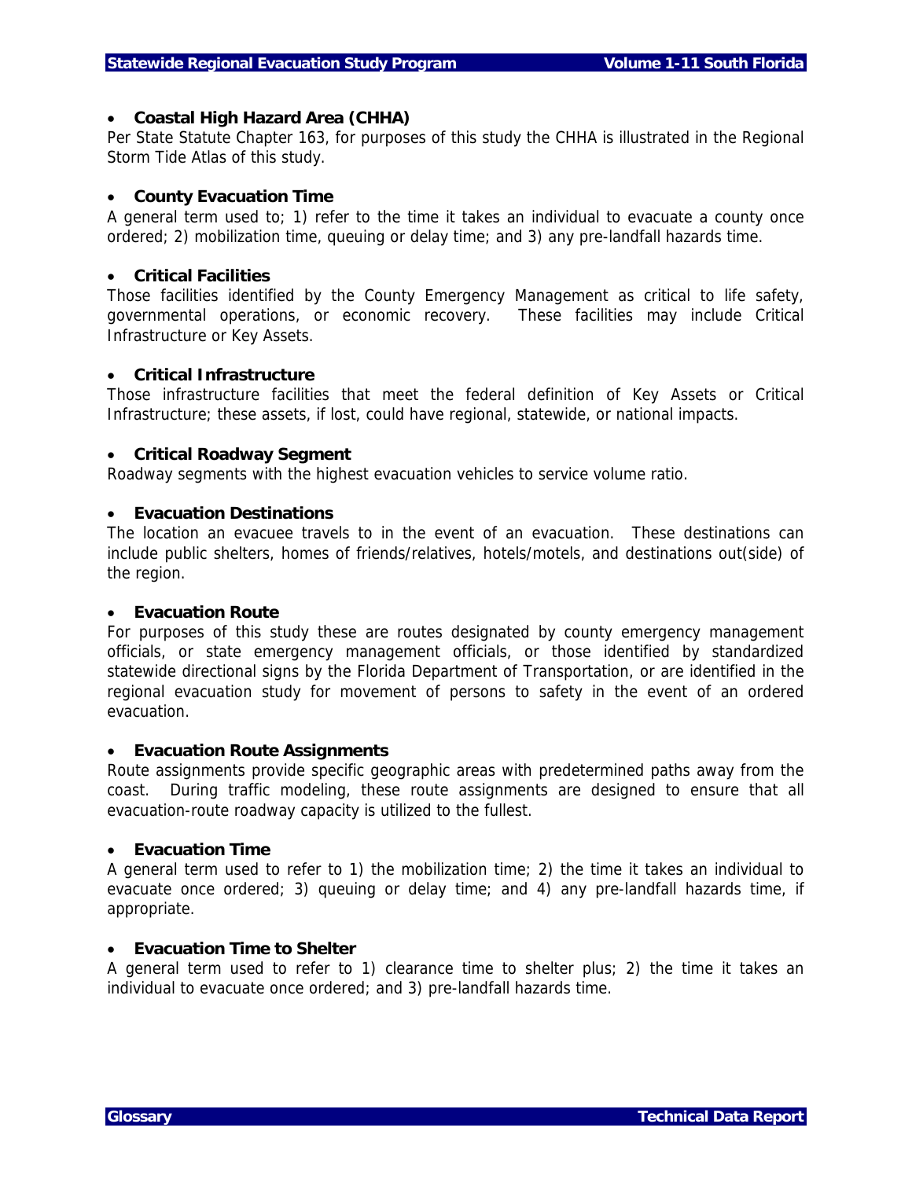- **Coastal High Hazard Area (CHHA)**

Per State Statute Chapter 163, for purposes of this study the CHHA is illustrated in the Regional Storm Tide Atlas of this study.

- **County Evacuation Time**

A general term used to; 1) refer to the time it takes an individual to evacuate a county once ordered; 2) mobilization time, queuing or delay time; and 3) any pre-landfall hazards time.

- **Critical Facilities**

Those facilities identified by the County Emergency Management as critical to life safety, governmental operations, or economic recovery. These facilities may include Critical Infrastructure or Key Assets.

- **Critical Infrastructure**

Those infrastructure facilities that meet the federal definition of Key Assets or Critical Infrastructure; these assets, if lost, could have regional, statewide, or national impacts.

- **Critical Roadway Segment**

Roadway segments with the highest evacuation vehicles to service volume ratio.

- **Evacuation Destinations**

The location an evacuee travels to in the event of an evacuation. These destinations can include public shelters, homes of friends/relatives, hotels/motels, and destinations out(side) of the region.

- **Evacuation Route**

For purposes of this study these are routes designated by county emergency management officials, or state emergency management officials, or those identified by standardized statewide directional signs by the Florida Department of Transportation, or are identified in the regional evacuation study for movement of persons to safety in the event of an ordered evacuation.

- **Evacuation Route Assignments**

Route assignments provide specific geographic areas with predetermined paths away from the coast. During traffic modeling, these route assignments are designed to ensure that all evacuation-route roadway capacity is utilized to the fullest.

- **Evacuation Time**

A general term used to refer to 1) the mobilization time; 2) the time it takes an individual to evacuate once ordered; 3) queuing or delay time; and 4) any pre-landfall hazards time, if appropriate.

- **Evacuation Time to Shelter**

A general term used to refer to 1) clearance time to shelter plus; 2) the time it takes an individual to evacuate once ordered; and 3) pre-landfall hazards time.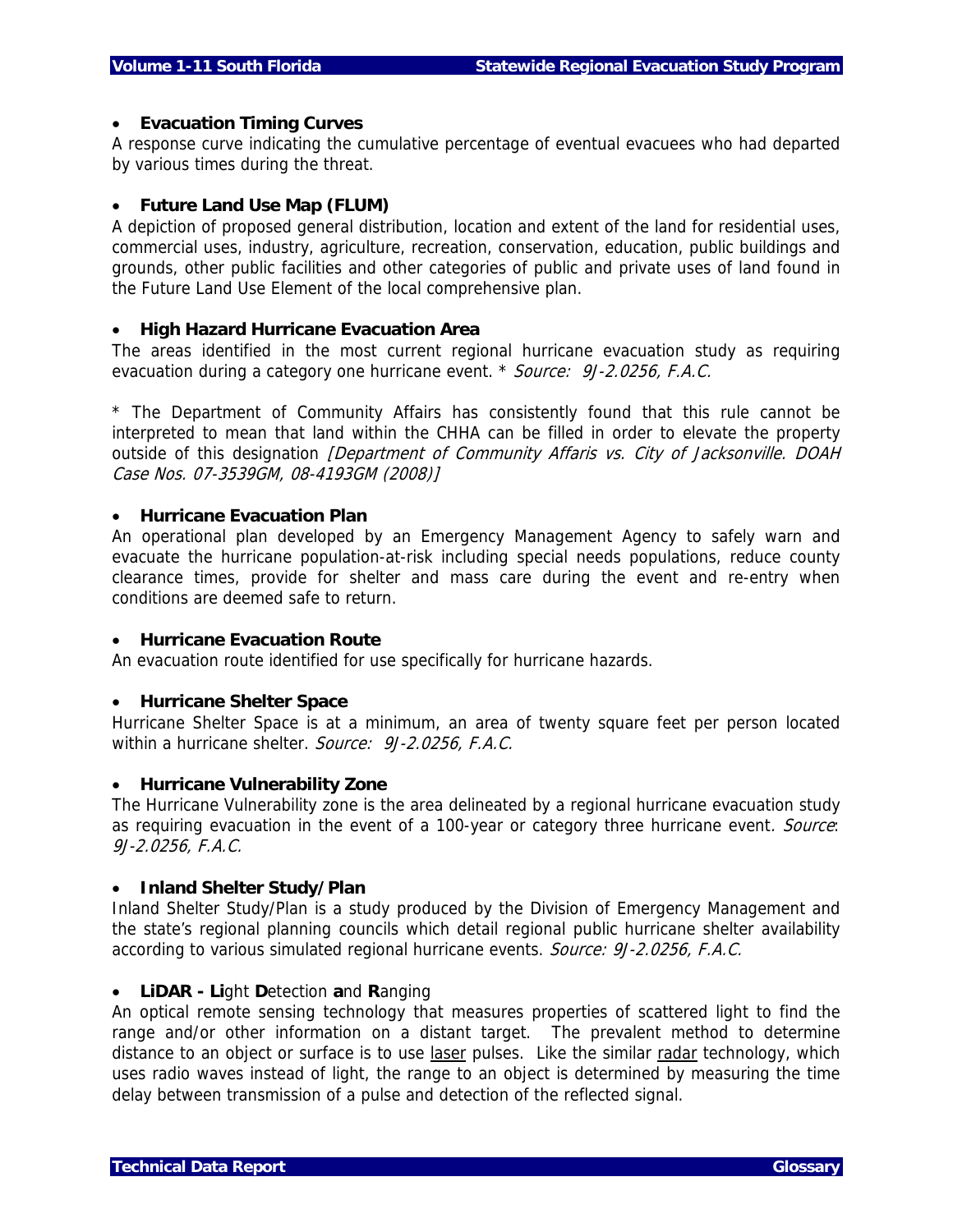- **Evacuation Timing Curves**

A response curve indicating the cumulative percentage of eventual evacuees who had departed by various times during the threat.

- **Future Land Use Map (FLUM)**

A depiction of proposed general distribution, location and extent of the land for residential uses, commercial uses, industry, agriculture, recreation, conservation, education, public buildings and grounds, other public facilities and other categories of public and private uses of land found in the Future Land Use Element of the local comprehensive plan.

- **High Hazard Hurricane Evacuation Area**

The areas identified in the most current regional hurricane evacuation study as requiring evacuation during a category one hurricane event. * *Source: 9J-2.0256, F.A.C.*

* The Department of Community Affairs has consistently found that this rule cannot be interpreted to mean that land within the CHHA can be filled in order to elevate the property outside of this designation *[Department of Community Affaris vs. City of Jacksonville. DOAH Case Nos. 07-3539GM, 08-4193GM (2008)]*

- **Hurricane Evacuation Plan**

An operational plan developed by an Emergency Management Agency to safely warn and evacuate the hurricane population-at-risk including special needs populations, reduce county clearance times, provide for shelter and mass care during the event and re-entry when conditions are deemed safe to return.

- **Hurricane Evacuation Route**

An evacuation route identified for use specifically for hurricane hazards.

- **Hurricane Shelter Space**

Hurricane Shelter Space is at a minimum, an area of twenty square feet per person located within a hurricane shelter. *Source: 9J-2.0256, F.A.C.*

- **Hurricane Vulnerability Zone**

The Hurricane Vulnerability zone is the area delineated by a regional hurricane evacuation study as requiring evacuation in the event of a 100-year or category three hurricane event. *Source: 9J-2.0256, F.A.C.*

- **Inland Shelter Study/Plan**

Inland Shelter Study/Plan is a study produced by the Division of Emergency Management and the state's regional planning councils which detail regional public hurricane shelter availability according to various simulated regional hurricane events. *Source: 9J-2.0256, F.A.C.*

- **LiDAR - Li**ght **D**etection **a**nd **R**anging

An optical remote sensing technology that measures properties of scattered light to find the range and/or other information on a distant target. The prevalent method to determine distance to an object or surface is to use laser pulses. Like the similar radar technology, which uses radio waves instead of light, the range to an object is determined by measuring the time delay between transmission of a pulse and detection of the reflected signal.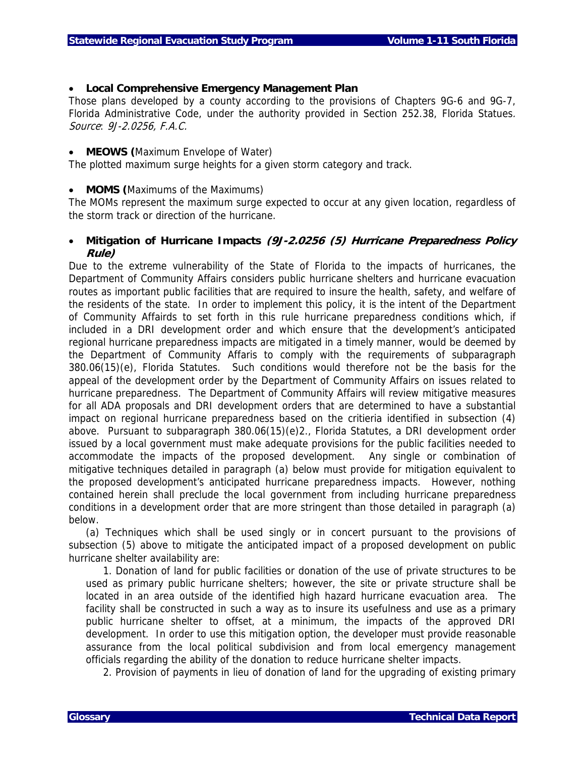- **Local Comprehensive Emergency Management Plan**

Those plans developed by a county according to the provisions of Chapters 9G-6 and 9G-7, Florida Administrative Code, under the authority provided in Section 252.38, Florida Statues. *Source*: *9J-2.0256, F.A.C.*

- **MEOWS (**Maximum Envelope of Water)

The plotted maximum surge heights for a given storm category and track.

- **MOMS (**Maximums of the Maximums)

The MOMs represent the maximum surge expected to occur at any given location, regardless of the storm track or direction of the hurricane.

- **Mitigation of Hurricane Impacts *(9J-2.0256 (5) Hurricane Preparedness Policy Rule)***

Due to the extreme vulnerability of the State of Florida to the impacts of hurricanes, the Department of Community Affairs considers public hurricane shelters and hurricane evacuation routes as important public facilities that are required to insure the health, safety, and welfare of the residents of the state. In order to implement this policy, it is the intent of the Department of Community Affairds to set forth in this rule hurricane preparedness conditions which, if included in a DRI development order and which ensure that the development's anticipated regional hurricane preparedness impacts are mitigated in a timely manner, would be deemed by the Department of Community Affaris to comply with the requirements of subparagraph 380.06(15)(e), Florida Statutes. Such conditions would therefore not be the basis for the appeal of the development order by the Department of Community Affairs on issues related to hurricane preparedness. The Department of Community Affairs will review mitigative measures for all ADA proposals and DRI development orders that are determined to have a substantial impact on regional hurricane preparedness based on the critieria identified in subsection (4) above. Pursuant to subparagraph 380.06(15)(e)2., Florida Statutes, a DRI development order issued by a local government must make adequate provisions for the public facilities needed to accommodate the impacts of the proposed development. Any single or combination of mitigative techniques detailed in paragraph (a) below must provide for mitigation equivalent to the proposed development's anticipated hurricane preparedness impacts. However, nothing contained herein shall preclude the local government from including hurricane preparedness conditions in a development order that are more stringent than those detailed in paragraph (a) below.

(a) Techniques which shall be used singly or in concert pursuant to the provisions of subsection (5) above to mitigate the anticipated impact of a proposed development on public hurricane shelter availability are:

1. Donation of land for public facilities or donation of the use of private structures to be used as primary public hurricane shelters; however, the site or private structure shall be located in an area outside of the identified high hazard hurricane evacuation area. The facility shall be constructed in such a way as to insure its usefulness and use as a primary public hurricane shelter to offset, at a minimum, the impacts of the approved DRI development. In order to use this mitigation option, the developer must provide reasonable assurance from the local political subdivision and from local emergency management officials regarding the ability of the donation to reduce hurricane shelter impacts.

2. Provision of payments in lieu of donation of land for the upgrading of existing primary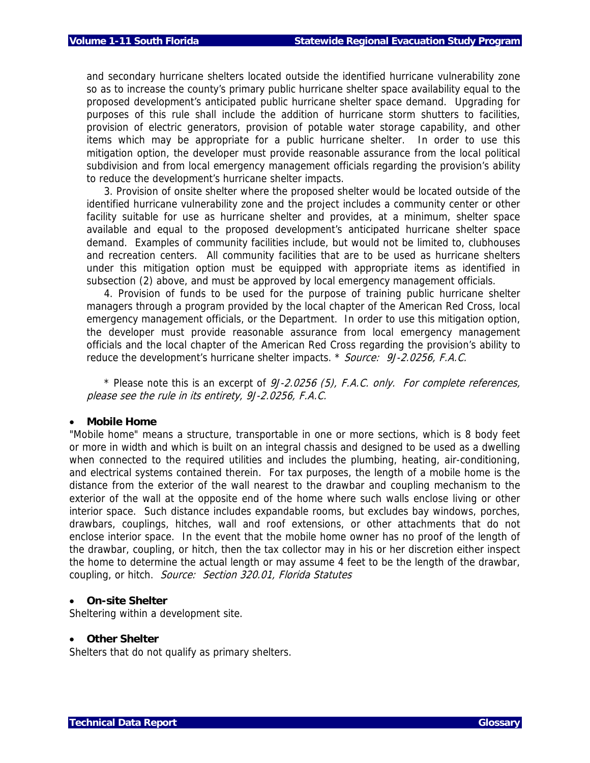and secondary hurricane shelters located outside the identified hurricane vulnerability zone so as to increase the county's primary public hurricane shelter space availability equal to the proposed development's anticipated public hurricane shelter space demand. Upgrading for purposes of this rule shall include the addition of hurricane storm shutters to facilities, provision of electric generators, provision of potable water storage capability, and other items which may be appropriate for a public hurricane shelter. In order to use this mitigation option, the developer must provide reasonable assurance from the local political subdivision and from local emergency management officials regarding the provision's ability to reduce the development's hurricane shelter impacts.

3. Provision of onsite shelter where the proposed shelter would be located outside of the identified hurricane vulnerability zone and the project includes a community center or other facility suitable for use as hurricane shelter and provides, at a minimum, shelter space available and equal to the proposed development's anticipated hurricane shelter space demand. Examples of community facilities include, but would not be limited to, clubhouses and recreation centers. All community facilities that are to be used as hurricane shelters under this mitigation option must be equipped with appropriate items as identified in subsection (2) above, and must be approved by local emergency management officials.

4. Provision of funds to be used for the purpose of training public hurricane shelter managers through a program provided by the local chapter of the American Red Cross, local emergency management officials, or the Department. In order to use this mitigation option, the developer must provide reasonable assurance from local emergency management officials and the local chapter of the American Red Cross regarding the provision's ability to reduce the development's hurricane shelter impacts. * *Source: 9J-2.0256, F.A.C.*

\* Please note this is an excerpt of *9J-2.0256 (5), F.A.C. only. For complete references, please see the rule in its entirety, 9J-2.0256, F.A.C.*

- **Mobile Home**

"Mobile home" means a structure, transportable in one or more sections, which is 8 body feet or more in width and which is built on an integral chassis and designed to be used as a dwelling when connected to the required utilities and includes the plumbing, heating, air-conditioning, and electrical systems contained therein. For tax purposes, the length of a mobile home is the distance from the exterior of the wall nearest to the drawbar and coupling mechanism to the exterior of the wall at the opposite end of the home where such walls enclose living or other interior space. Such distance includes expandable rooms, but excludes bay windows, porches, drawbars, couplings, hitches, wall and roof extensions, or other attachments that do not enclose interior space. In the event that the mobile home owner has no proof of the length of the drawbar, coupling, or hitch, then the tax collector may in his or her discretion either inspect the home to determine the actual length or may assume 4 feet to be the length of the drawbar, coupling, or hitch. *Source: Section 320.01, Florida Statutes*

- **On-site Shelter**

Sheltering within a development site.

- **Other Shelter**

Shelters that do not qualify as primary shelters.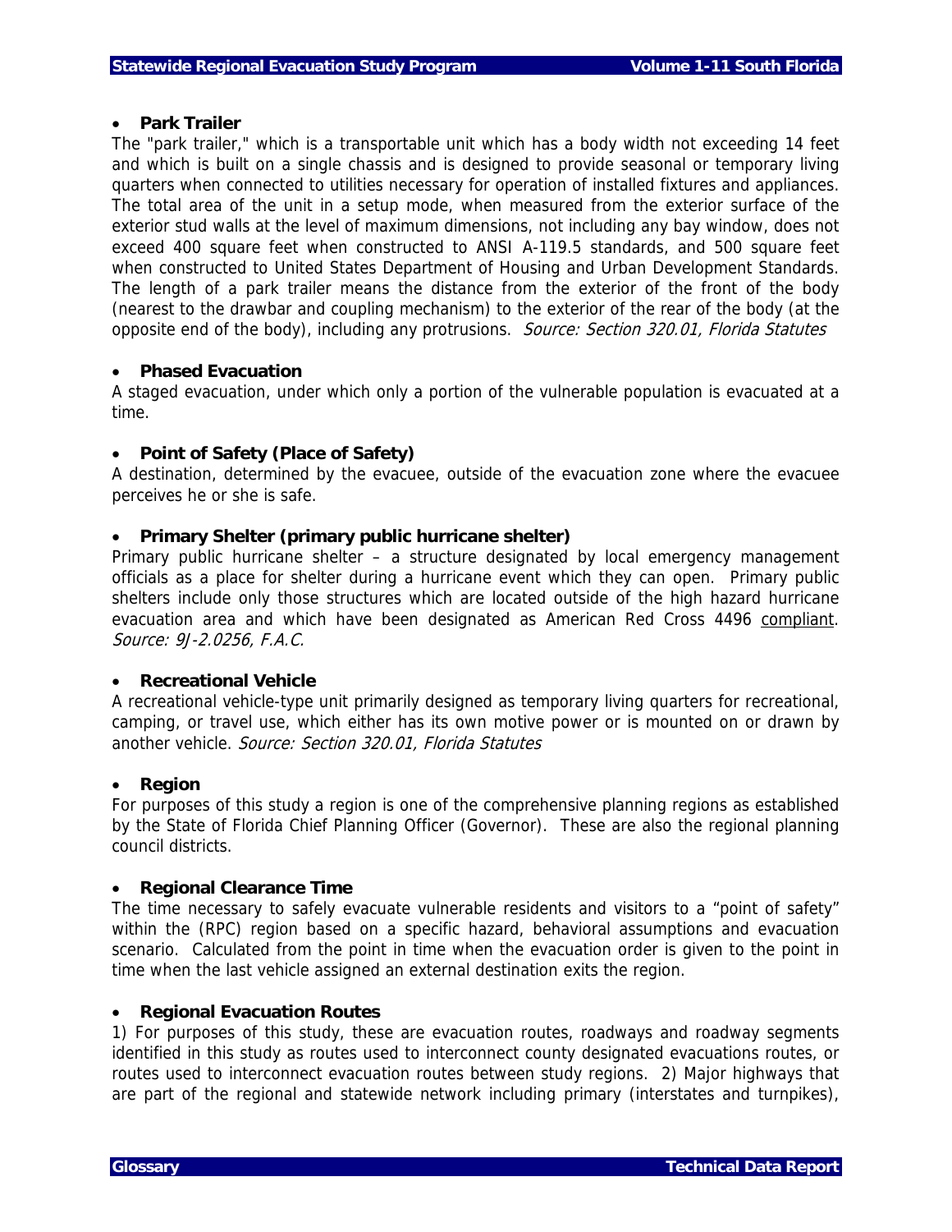- **Park Trailer**

The "park trailer," which is a transportable unit which has a body width not exceeding 14 feet and which is built on a single chassis and is designed to provide seasonal or temporary living quarters when connected to utilities necessary for operation of installed fixtures and appliances. The total area of the unit in a setup mode, when measured from the exterior surface of the exterior stud walls at the level of maximum dimensions, not including any bay window, does not exceed 400 square feet when constructed to ANSI A-119.5 standards, and 500 square feet when constructed to United States Department of Housing and Urban Development Standards. The length of a park trailer means the distance from the exterior of the front of the body (nearest to the drawbar and coupling mechanism) to the exterior of the rear of the body (at the opposite end of the body), including any protrusions. *Source: Section 320.01, Florida Statutes*

- **Phased Evacuation**

A staged evacuation, under which only a portion of the vulnerable population is evacuated at a time.

- **Point of Safety (Place of Safety)**

A destination, determined by the evacuee, outside of the evacuation zone where the evacuee perceives he or she is safe.

- **Primary Shelter (primary public hurricane shelter)**

Primary public hurricane shelter – a structure designated by local emergency management officials as a place for shelter during a hurricane event which they can open. Primary public shelters include only those structures which are located outside of the high hazard hurricane evacuation area and which have been designated as American Red Cross 4496 compliant. *Source: 9J-2.0256, F.A.C.*

- **Recreational Vehicle**

A recreational vehicle-type unit primarily designed as temporary living quarters for recreational, camping, or travel use, which either has its own motive power or is mounted on or drawn by another vehicle. *Source: Section 320.01, Florida Statutes*

- **Region**

For purposes of this study a region is one of the comprehensive planning regions as established by the State of Florida Chief Planning Officer (Governor). These are also the regional planning council districts.

- **Regional Clearance Time**

The time necessary to safely evacuate vulnerable residents and visitors to a "point of safety" within the (RPC) region based on a specific hazard, behavioral assumptions and evacuation scenario. Calculated from the point in time when the evacuation order is given to the point in time when the last vehicle assigned an external destination exits the region.

- **Regional Evacuation Routes**

1) For purposes of this study, these are evacuation routes, roadways and roadway segments identified in this study as routes used to interconnect county designated evacuations routes, or routes used to interconnect evacuation routes between study regions. 2) Major highways that are part of the regional and statewide network including primary (interstates and turnpikes),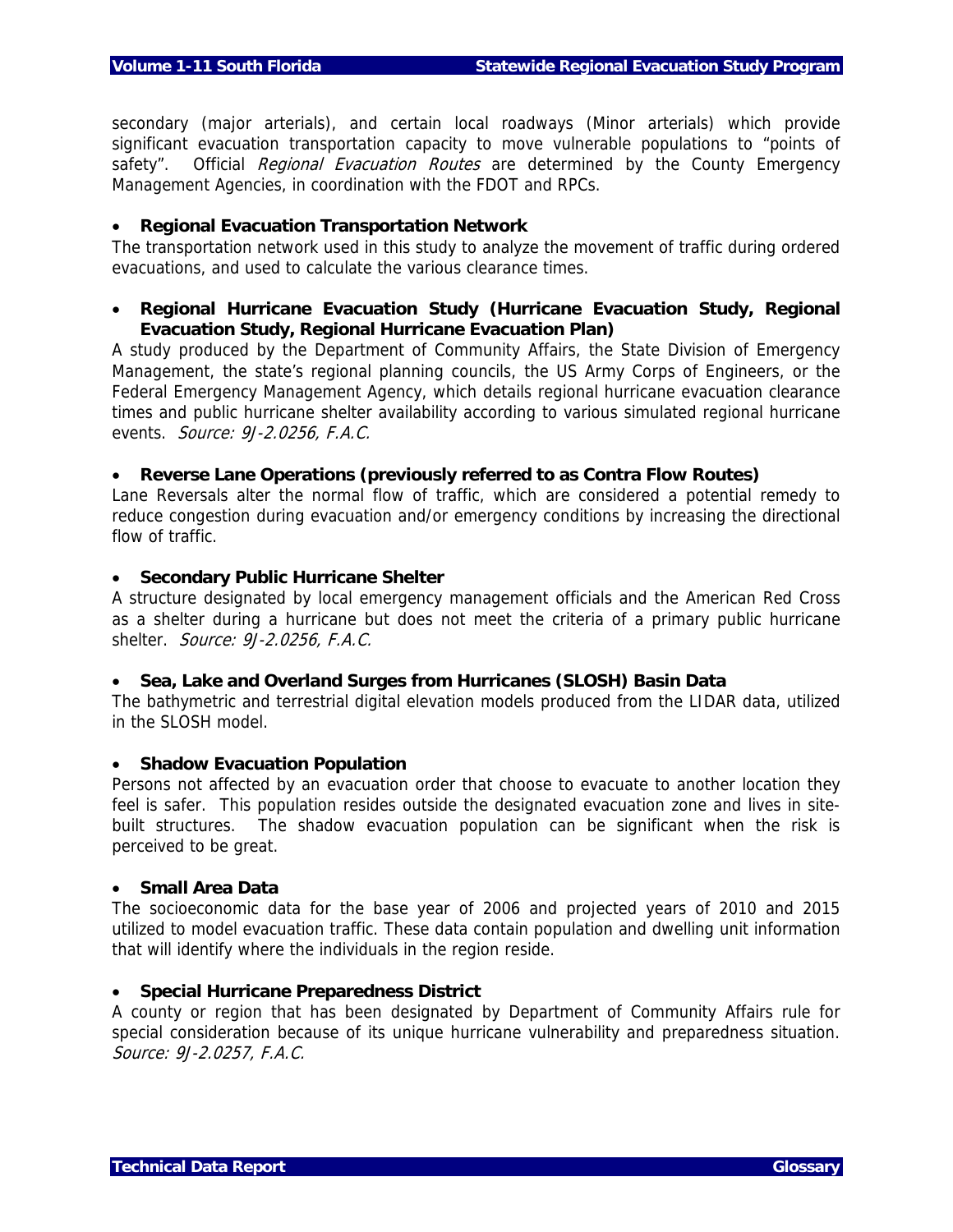secondary (major arterials), and certain local roadways (Minor arterials) which provide significant evacuation transportation capacity to move vulnerable populations to "points of safety". Official *Regional Evacuation Routes* are determined by the County Emergency Management Agencies, in coordination with the FDOT and RPCs.

- **Regional Evacuation Transportation Network**

The transportation network used in this study to analyze the movement of traffic during ordered evacuations, and used to calculate the various clearance times.

- **Regional Hurricane Evacuation Study (Hurricane Evacuation Study, Regional Evacuation Study, Regional Hurricane Evacuation Plan)**

A study produced by the Department of Community Affairs, the State Division of Emergency Management, the state's regional planning councils, the US Army Corps of Engineers, or the Federal Emergency Management Agency, which details regional hurricane evacuation clearance times and public hurricane shelter availability according to various simulated regional hurricane events. *Source: 9J-2.0256, F.A.C.*

- **Reverse Lane Operations (previously referred to as Contra Flow Routes)**

Lane Reversals alter the normal flow of traffic, which are considered a potential remedy to reduce congestion during evacuation and/or emergency conditions by increasing the directional flow of traffic.

- **Secondary Public Hurricane Shelter**

A structure designated by local emergency management officials and the American Red Cross as a shelter during a hurricane but does not meet the criteria of a primary public hurricane shelter. *Source: 9J-2.0256, F.A.C.*

- **Sea, Lake and Overland Surges from Hurricanes (SLOSH) Basin Data**

The bathymetric and terrestrial digital elevation models produced from the LIDAR data, utilized in the SLOSH model.

- **Shadow Evacuation Population**

Persons not affected by an evacuation order that choose to evacuate to another location they feel is safer. This population resides outside the designated evacuation zone and lives in site-built structures. The shadow evacuation population can be significant when the risk is perceived to be great.

- **Small Area Data**

The socioeconomic data for the base year of 2006 and projected years of 2010 and 2015 utilized to model evacuation traffic. These data contain population and dwelling unit information that will identify where the individuals in the region reside.

- **Special Hurricane Preparedness District**

A county or region that has been designated by Department of Community Affairs rule for special consideration because of its unique hurricane vulnerability and preparedness situation. *Source: 9J-2.0257, F.A.C.*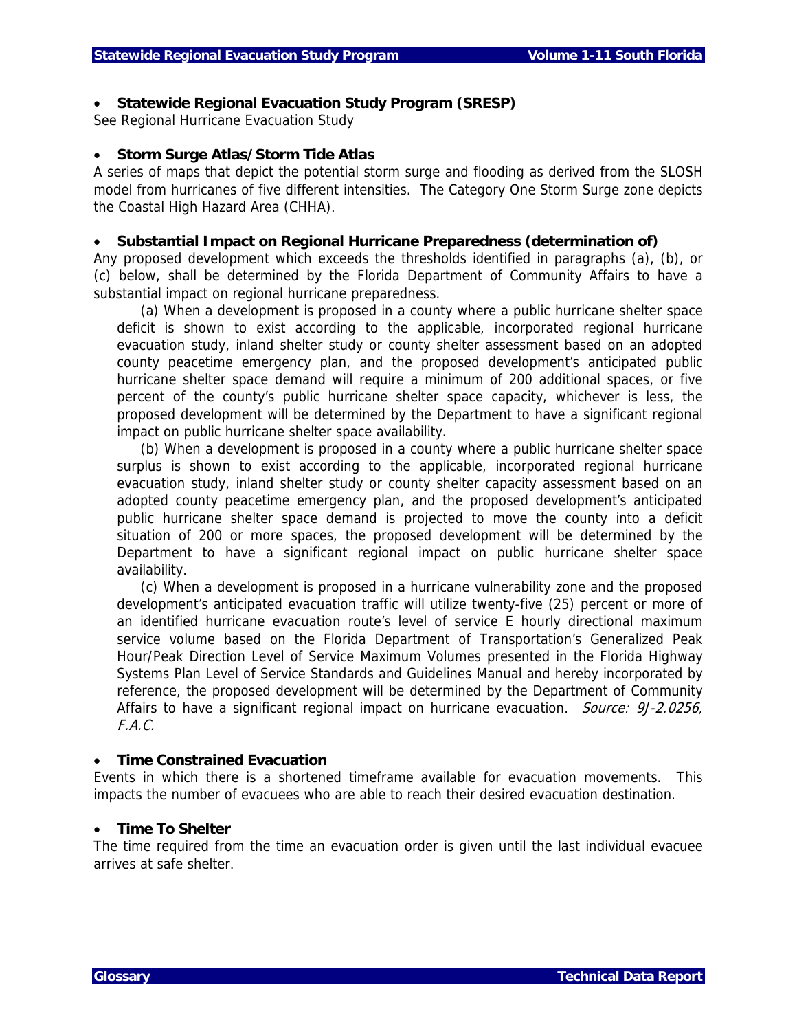- **Statewide Regional Evacuation Study Program (SRESP)**

See Regional Hurricane Evacuation Study

- **Storm Surge Atlas/Storm Tide Atlas**

A series of maps that depict the potential storm surge and flooding as derived from the SLOSH model from hurricanes of five different intensities. The Category One Storm Surge zone depicts the Coastal High Hazard Area (CHHA).

- **Substantial Impact on Regional Hurricane Preparedness (determination of)**

Any proposed development which exceeds the thresholds identified in paragraphs (a), (b), or (c) below, shall be determined by the Florida Department of Community Affairs to have a substantial impact on regional hurricane preparedness.

(a) When a development is proposed in a county where a public hurricane shelter space deficit is shown to exist according to the applicable, incorporated regional hurricane evacuation study, inland shelter study or county shelter assessment based on an adopted county peacetime emergency plan, and the proposed development's anticipated public hurricane shelter space demand will require a minimum of 200 additional spaces, or five percent of the county's public hurricane shelter space capacity, whichever is less, the proposed development will be determined by the Department to have a significant regional impact on public hurricane shelter space availability.

(b) When a development is proposed in a county where a public hurricane shelter space surplus is shown to exist according to the applicable, incorporated regional hurricane evacuation study, inland shelter study or county shelter capacity assessment based on an adopted county peacetime emergency plan, and the proposed development's anticipated public hurricane shelter space demand is projected to move the county into a deficit situation of 200 or more spaces, the proposed development will be determined by the Department to have a significant regional impact on public hurricane shelter space availability.

(c) When a development is proposed in a hurricane vulnerability zone and the proposed development's anticipated evacuation traffic will utilize twenty-five (25) percent or more of an identified hurricane evacuation route's level of service E hourly directional maximum service volume based on the Florida Department of Transportation's Generalized Peak Hour/Peak Direction Level of Service Maximum Volumes presented in the Florida Highway Systems Plan Level of Service Standards and Guidelines Manual and hereby incorporated by reference, the proposed development will be determined by the Department of Community Affairs to have a significant regional impact on hurricane evacuation. *Source: 9J-2.0256, F.A.C.*

- **Time Constrained Evacuation**

Events in which there is a shortened timeframe available for evacuation movements. This impacts the number of evacuees who are able to reach their desired evacuation destination.

- **Time To Shelter**

The time required from the time an evacuation order is given until the last individual evacuee arrives at safe shelter.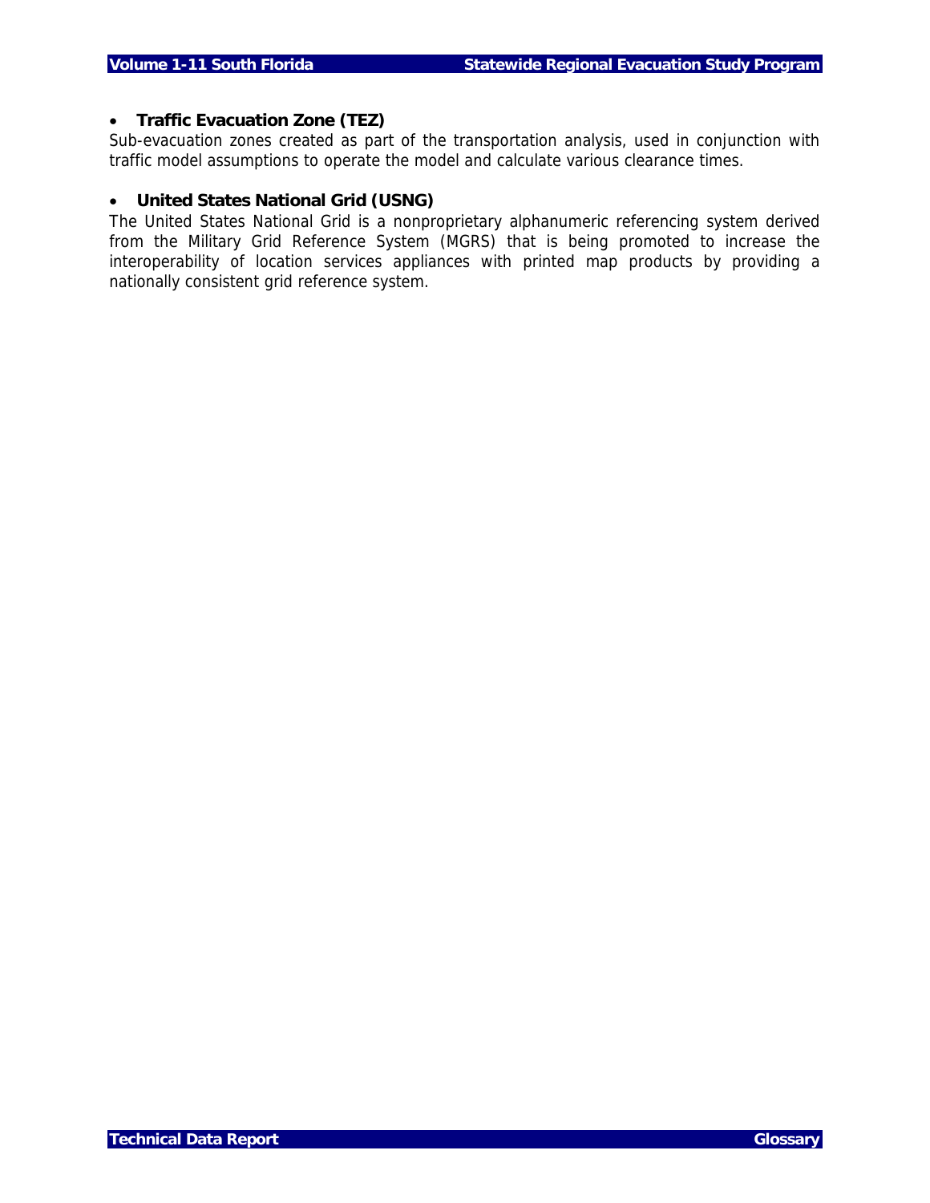- **Traffic Evacuation Zone (TEZ)**

Sub-evacuation zones created as part of the transportation analysis, used in conjunction with traffic model assumptions to operate the model and calculate various clearance times.

- **United States National Grid (USNG)**

The United States National Grid is a nonproprietary alphanumeric referencing system derived from the Military Grid Reference System (MGRS) that is being promoted to increase the interoperability of location services appliances with printed map products by providing a nationally consistent grid reference system.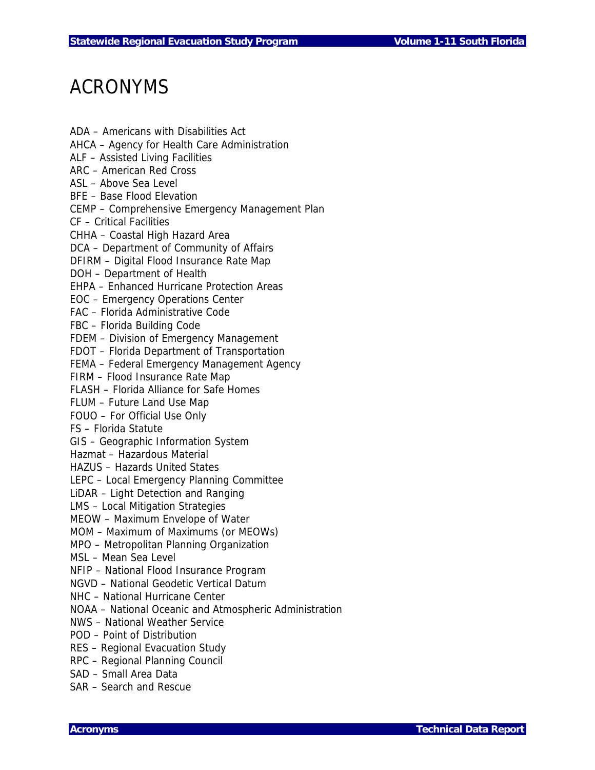# ACRONYMS

ADA – Americans with Disabilities Act
AHCA – Agency for Health Care Administration
ALF – Assisted Living Facilities
ARC – American Red Cross
ASL – Above Sea Level
BFE – Base Flood Elevation
CEMP – Comprehensive Emergency Management Plan
CF – Critical Facilities
CHHA – Coastal High Hazard Area
DCA – Department of Community of Affairs
DFIRM – Digital Flood Insurance Rate Map
DOH – Department of Health
EHPA – Enhanced Hurricane Protection Areas
EOC – Emergency Operations Center
FAC – Florida Administrative Code
FBC – Florida Building Code
FDEM – Division of Emergency Management
FDOT – Florida Department of Transportation
FEMA – Federal Emergency Management Agency
FIRM – Flood Insurance Rate Map
FLASH – Florida Alliance for Safe Homes
FLUM – Future Land Use Map
FOUO – For Official Use Only
FS – Florida Statute
GIS – Geographic Information System
Hazmat – Hazardous Material
HAZUS – Hazards United States
LEPC – Local Emergency Planning Committee
LiDAR – Light Detection and Ranging
LMS – Local Mitigation Strategies
MEOW – Maximum Envelope of Water
MOM – Maximum of Maximums (or MEOWs)
MPO – Metropolitan Planning Organization
MSL – Mean Sea Level
NFIP – National Flood Insurance Program
NGVD – National Geodetic Vertical Datum
NHC – National Hurricane Center
NOAA – National Oceanic and Atmospheric Administration
NWS – National Weather Service
POD – Point of Distribution
RES – Regional Evacuation Study
RPC – Regional Planning Council
SAD – Small Area Data
SAR – Search and Rescue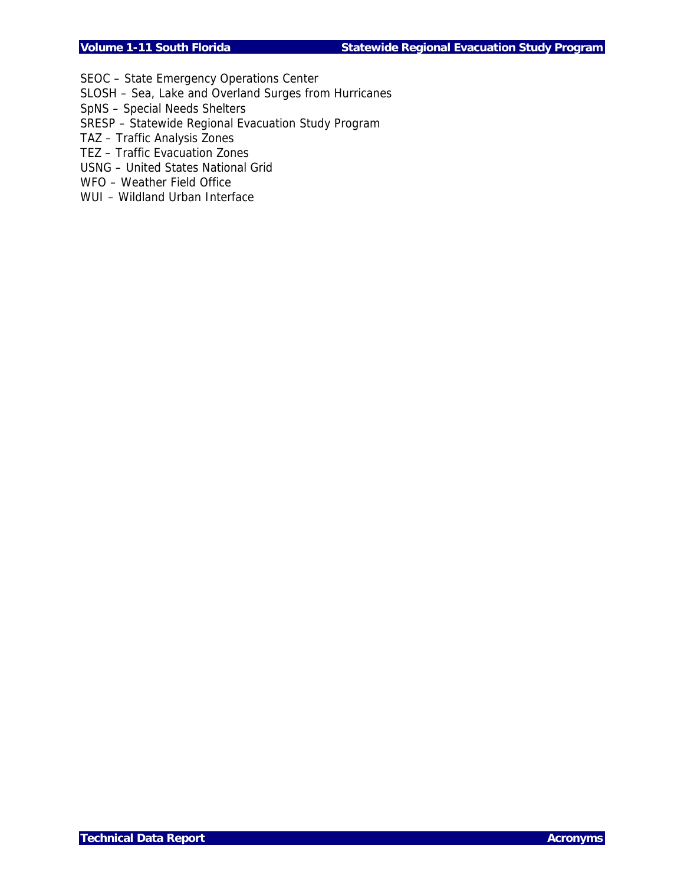SEOC – State Emergency Operations Center
SLOSH – Sea, Lake and Overland Surges from Hurricanes
SpNS – Special Needs Shelters
SRESP – Statewide Regional Evacuation Study Program
TAZ – Traffic Analysis Zones
TEZ – Traffic Evacuation Zones
USNG – United States National Grid
WFO – Weather Field Office
WUI – Wildland Urban Interface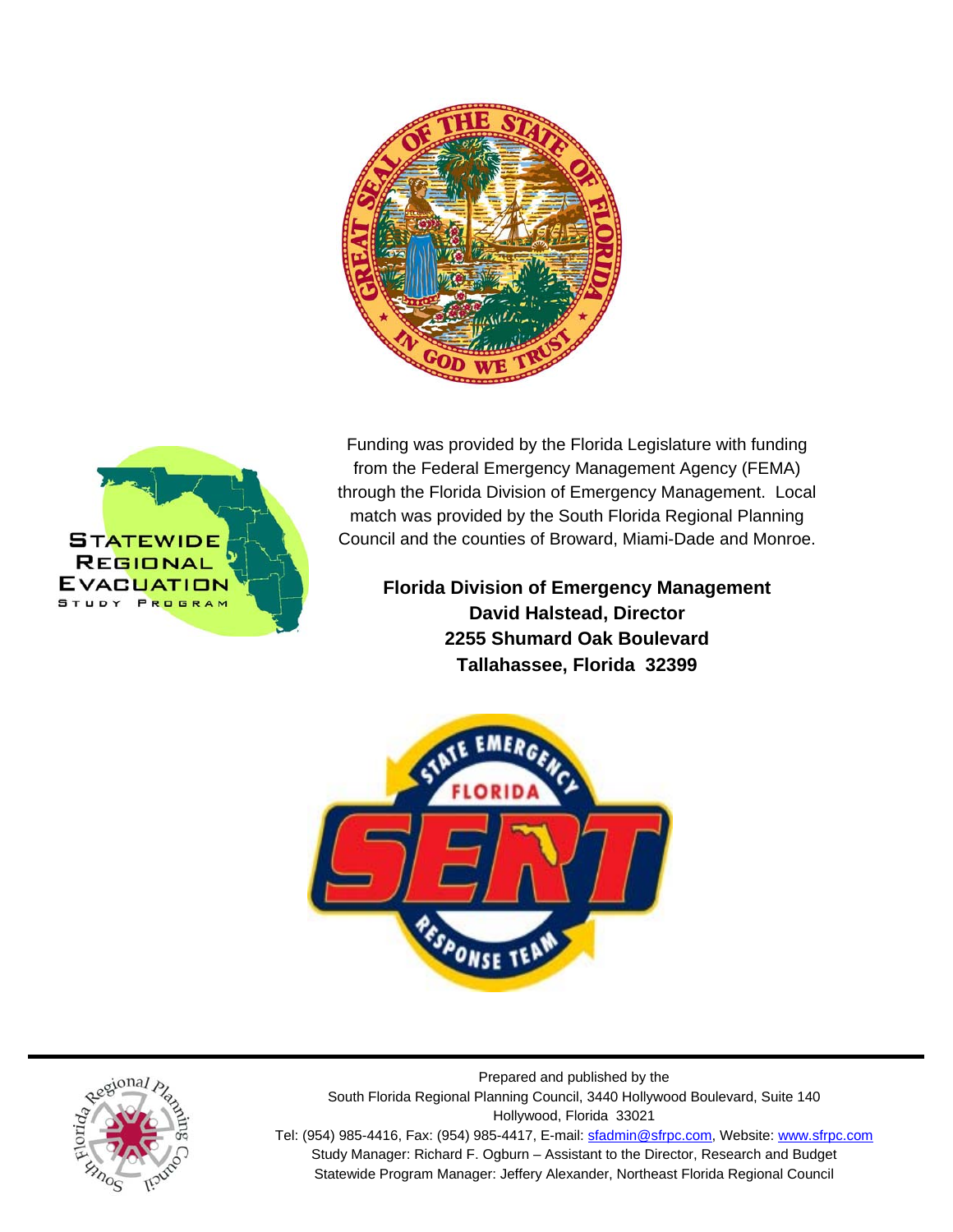Funding was provided by the Florida Legislature with funding from the Federal Emergency Management Agency (FEMA) through the Florida Division of Emergency Management. Local match was provided by the South Florida Regional Planning Council and the counties of Broward, Miami-Dade and Monroe.

**Florida Division of Emergency Management**
**David Halstead, Director**
**2255 Shumard Oak Boulevard**
**Tallahassee, Florida 32399**

Prepared and published by the
South Florida Regional Planning Council, 3440 Hollywood Boulevard, Suite 140
Hollywood, Florida 33021
Tel: (954) 985-4416, Fax: (954) 985-4417, E-mail: sfadmin@sfrpc.com, Website: www.sfrpc.com
Study Manager: Richard F. Ogburn – Assistant to the Director, Research and Budget
Statewide Program Manager: Jeffery Alexander, Northeast Florida Regional Council